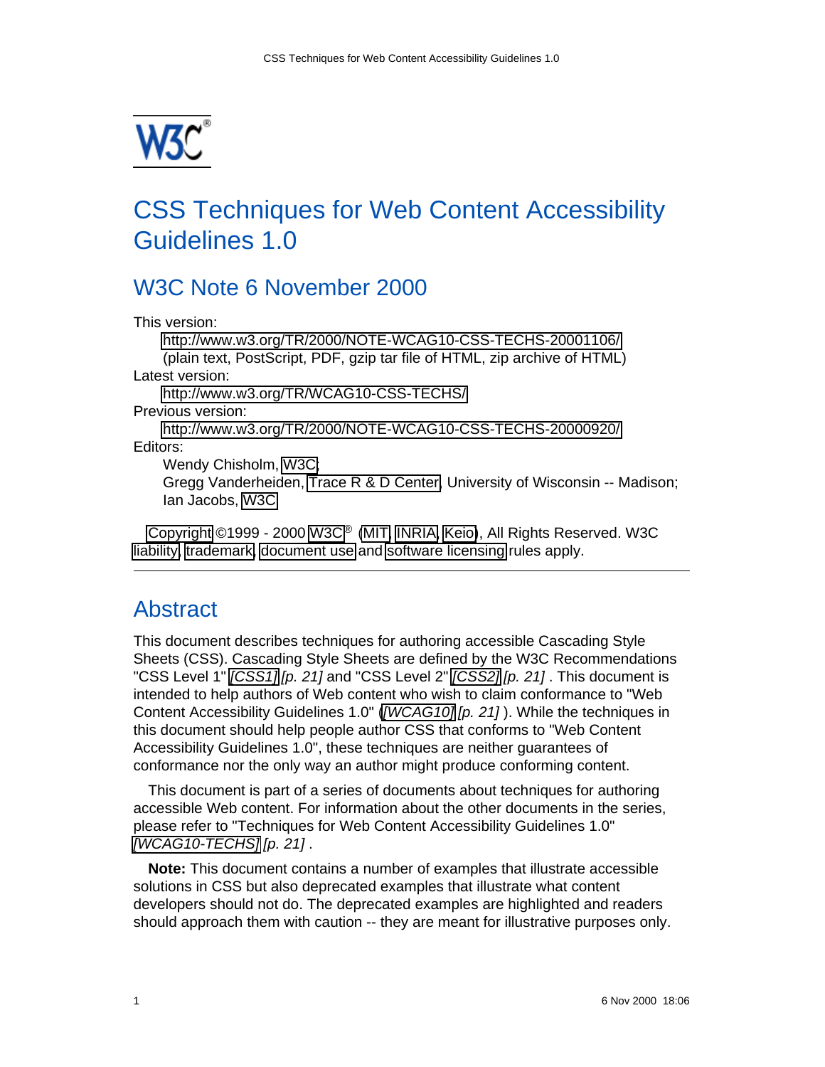# CSS Techniques for Web Content Accessibility Guidelines 1.0

## W3C Note 6 November 2000

This version:
  http://www.w3.org/TR/2000/NOTE-WCAG10-CSS-TECHS-20001106/
  (plain text, PostScript, PDF, gzip tar file of HTML, zip archive of HTML)
Latest version:
  http://www.w3.org/TR/WCAG10-CSS-TECHS/
Previous version:
  http://www.w3.org/TR/2000/NOTE-WCAG10-CSS-TECHS-20000920/
Editors:
  Wendy Chisholm, W3C;
  Gregg Vanderheiden, Trace R & D Center, University of Wisconsin -- Madison;
  Ian Jacobs, W3C

Copyright ©1999 - 2000 W3C® (MIT, INRIA, Keio), All Rights Reserved. W3C liability, trademark, document use and software licensing rules apply.

---

## Abstract

This document describes techniques for authoring accessible Cascading Style Sheets (CSS). Cascading Style Sheets are defined by the W3C Recommendations "CSS Level 1" *[CSS1] [p. 21]* and "CSS Level 2" *[CSS2] [p. 21]* . This document is intended to help authors of Web content who wish to claim conformance to "Web Content Accessibility Guidelines 1.0" (*[WCAG10] [p. 21]* ). While the techniques in this document should help people author CSS that conforms to "Web Content Accessibility Guidelines 1.0", these techniques are neither guarantees of conformance nor the only way an author might produce conforming content.

This document is part of a series of documents about techniques for authoring accessible Web content. For information about the other documents in the series, please refer to "Techniques for Web Content Accessibility Guidelines 1.0" *[WCAG10-TECHS] [p. 21]* .

**Note:** This document contains a number of examples that illustrate accessible solutions in CSS but also deprecated examples that illustrate what content developers should not do. The deprecated examples are highlighted and readers should approach them with caution -- they are meant for illustrative purposes only.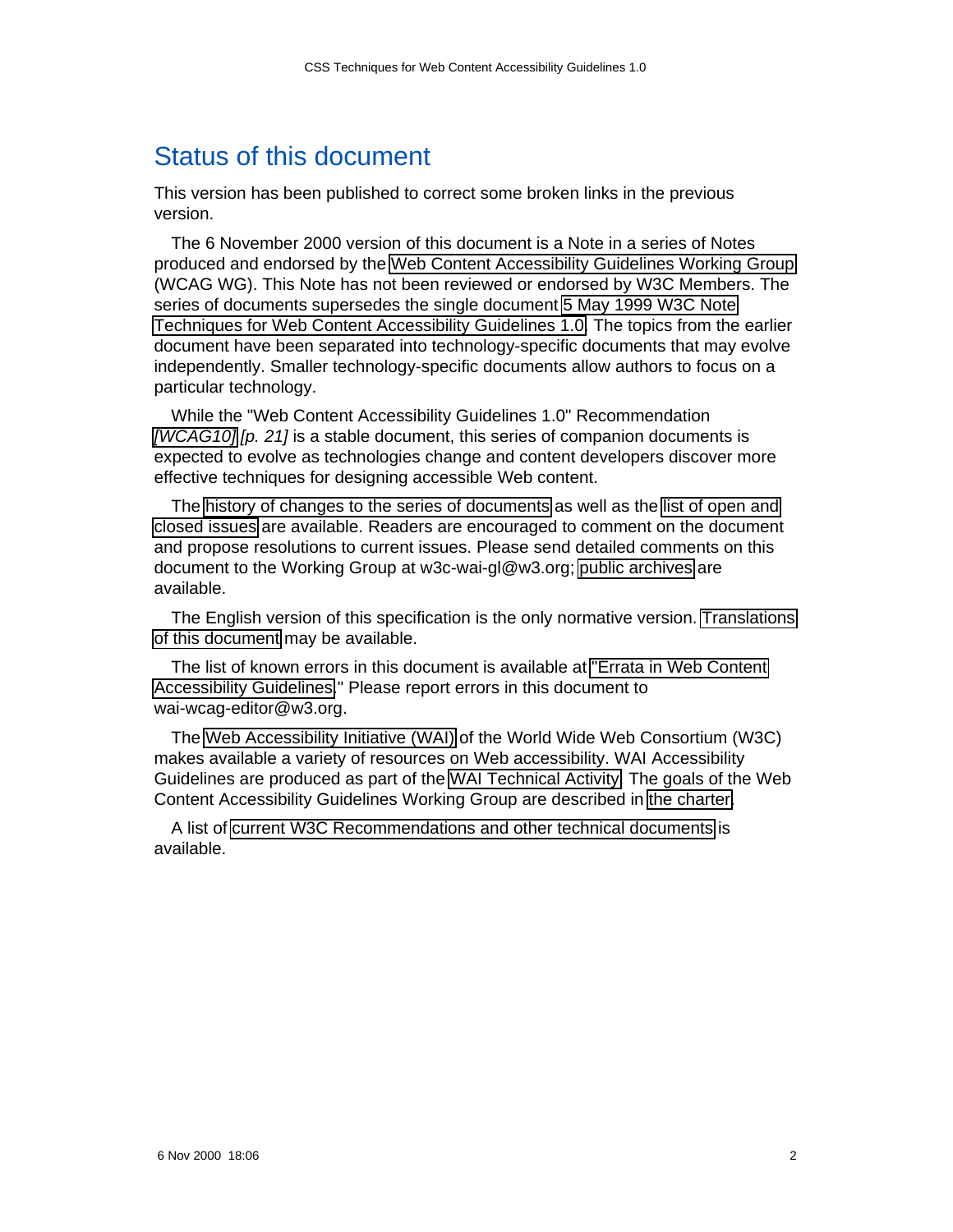## Status of this document

This version has been published to correct some broken links in the previous version.

The 6 November 2000 version of this document is a Note in a series of Notes produced and endorsed by the Web Content Accessibility Guidelines Working Group (WCAG WG). This Note has not been reviewed or endorsed by W3C Members. The series of documents supersedes the single document 5 May 1999 W3C Note Techniques for Web Content Accessibility Guidelines 1.0. The topics from the earlier document have been separated into technology-specific documents that may evolve independently. Smaller technology-specific documents allow authors to focus on a particular technology.

While the "Web Content Accessibility Guidelines 1.0" Recommendation *[WCAG10]* *[p. 21]* is a stable document, this series of companion documents is expected to evolve as technologies change and content developers discover more effective techniques for designing accessible Web content.

The history of changes to the series of documents as well as the list of open and closed issues are available. Readers are encouraged to comment on the document and propose resolutions to current issues. Please send detailed comments on this document to the Working Group at w3c-wai-gl@w3.org; public archives are available.

The English version of this specification is the only normative version. Translations of this document may be available.

The list of known errors in this document is available at "Errata in Web Content Accessibility Guidelines." Please report errors in this document to wai-wcag-editor@w3.org.

The Web Accessibility Initiative (WAI) of the World Wide Web Consortium (W3C) makes available a variety of resources on Web accessibility. WAI Accessibility Guidelines are produced as part of the WAI Technical Activity. The goals of the Web Content Accessibility Guidelines Working Group are described in the charter.

A list of current W3C Recommendations and other technical documents is available.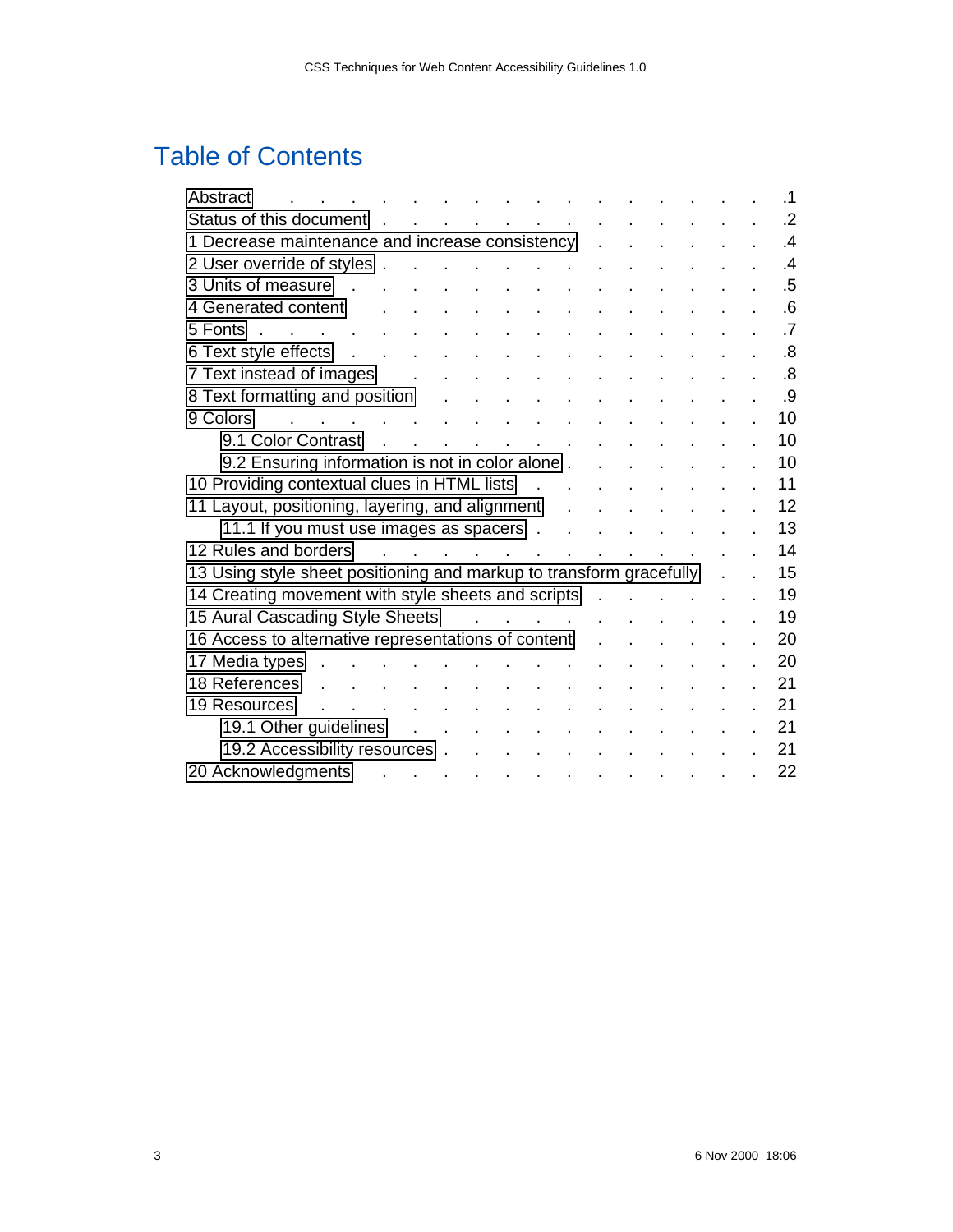# Table of Contents

- Abstract . . . 1
- Status of this document . . . 2
- 1 Decrease maintenance and increase consistency . . . 4
- 2 User override of styles . . . 4
- 3 Units of measure . . . 5
- 4 Generated content . . . 6
- 5 Fonts . . . 7
- 6 Text style effects . . . 8
- 7 Text instead of images . . . 8
- 8 Text formatting and position . . . 9
- 9 Colors . . . 10
  - 9.1 Color Contrast . . . 10
  - 9.2 Ensuring information is not in color alone . . . 10
- 10 Providing contextual clues in HTML lists . . . 11
- 11 Layout, positioning, layering, and alignment . . . 12
  - 11.1 If you must use images as spacers . . . 13
- 12 Rules and borders . . . 14
- 13 Using style sheet positioning and markup to transform gracefully . . . 15
- 14 Creating movement with style sheets and scripts . . . 19
- 15 Aural Cascading Style Sheets . . . 19
- 16 Access to alternative representations of content . . . 20
- 17 Media types . . . 20
- 18 References . . . 21
- 19 Resources . . . 21
  - 19.1 Other guidelines . . . 21
  - 19.2 Accessibility resources . . . 21
- 20 Acknowledgments . . . 22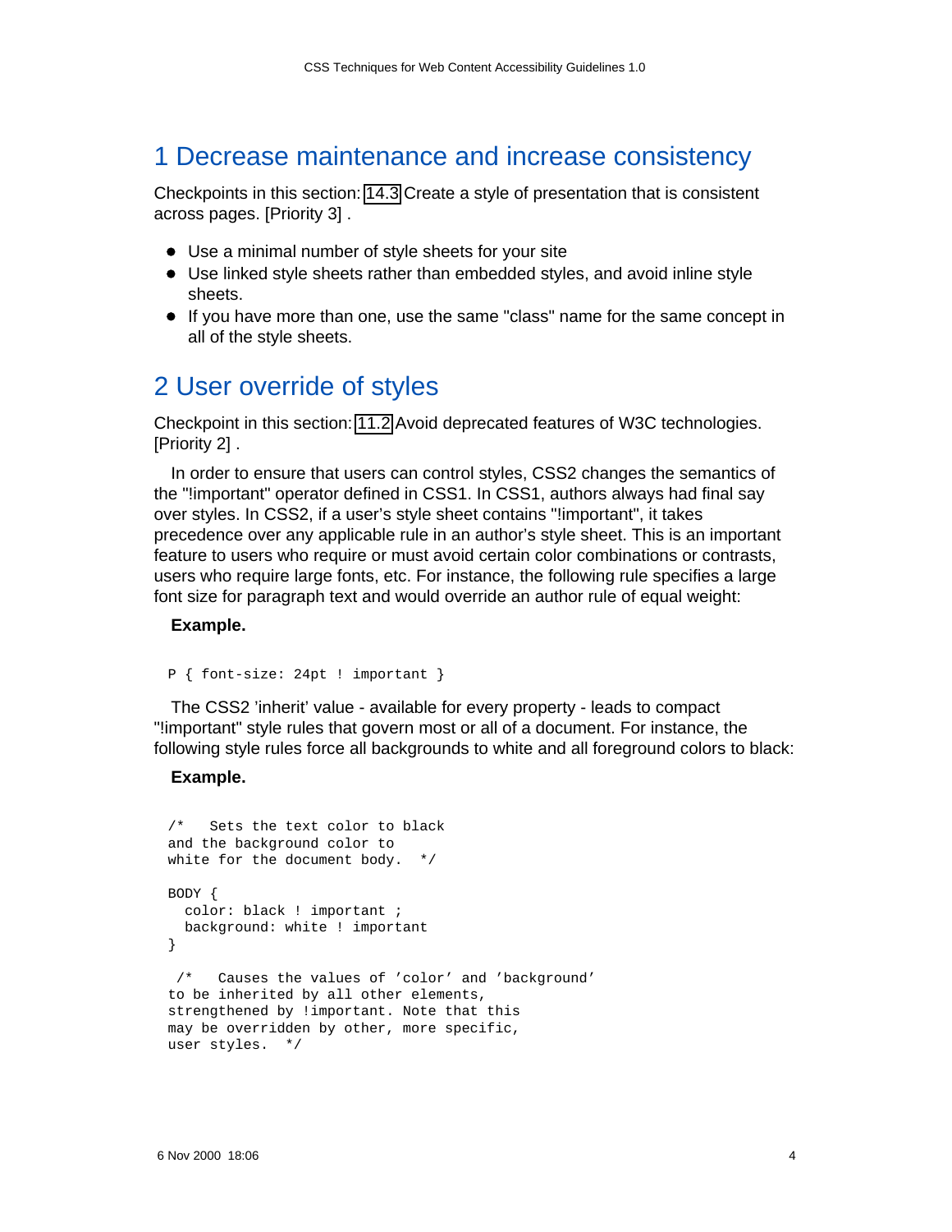## 1 Decrease maintenance and increase consistency

Checkpoints in this section: 14.3 Create a style of presentation that is consistent across pages. [Priority 3] .

- Use a minimal number of style sheets for your site
- Use linked style sheets rather than embedded styles, and avoid inline style sheets.
- If you have more than one, use the same "class" name for the same concept in all of the style sheets.

## 2 User override of styles

Checkpoint in this section: 11.2 Avoid deprecated features of W3C technologies. [Priority 2] .

In order to ensure that users can control styles, CSS2 changes the semantics of the "!important" operator defined in CSS1. In CSS1, authors always had final say over styles. In CSS2, if a user's style sheet contains "!important", it takes precedence over any applicable rule in an author's style sheet. This is an important feature to users who require or must avoid certain color combinations or contrasts, users who require large fonts, etc. For instance, the following rule specifies a large font size for paragraph text and would override an author rule of equal weight:

**Example.**

```
P { font-size: 24pt ! important }
```

The CSS2 'inherit' value - available for every property - leads to compact "!important" style rules that govern most or all of a document. For instance, the following style rules force all backgrounds to white and all foreground colors to black:

**Example.**

```
/*   Sets the text color to black
and the background color to
white for the document body.  */

BODY {
  color: black ! important ;
  background: white ! important
}

 /*   Causes the values of 'color' and 'background'
to be inherited by all other elements,
strengthened by !important. Note that this
may be overridden by other, more specific,
user styles.  */
```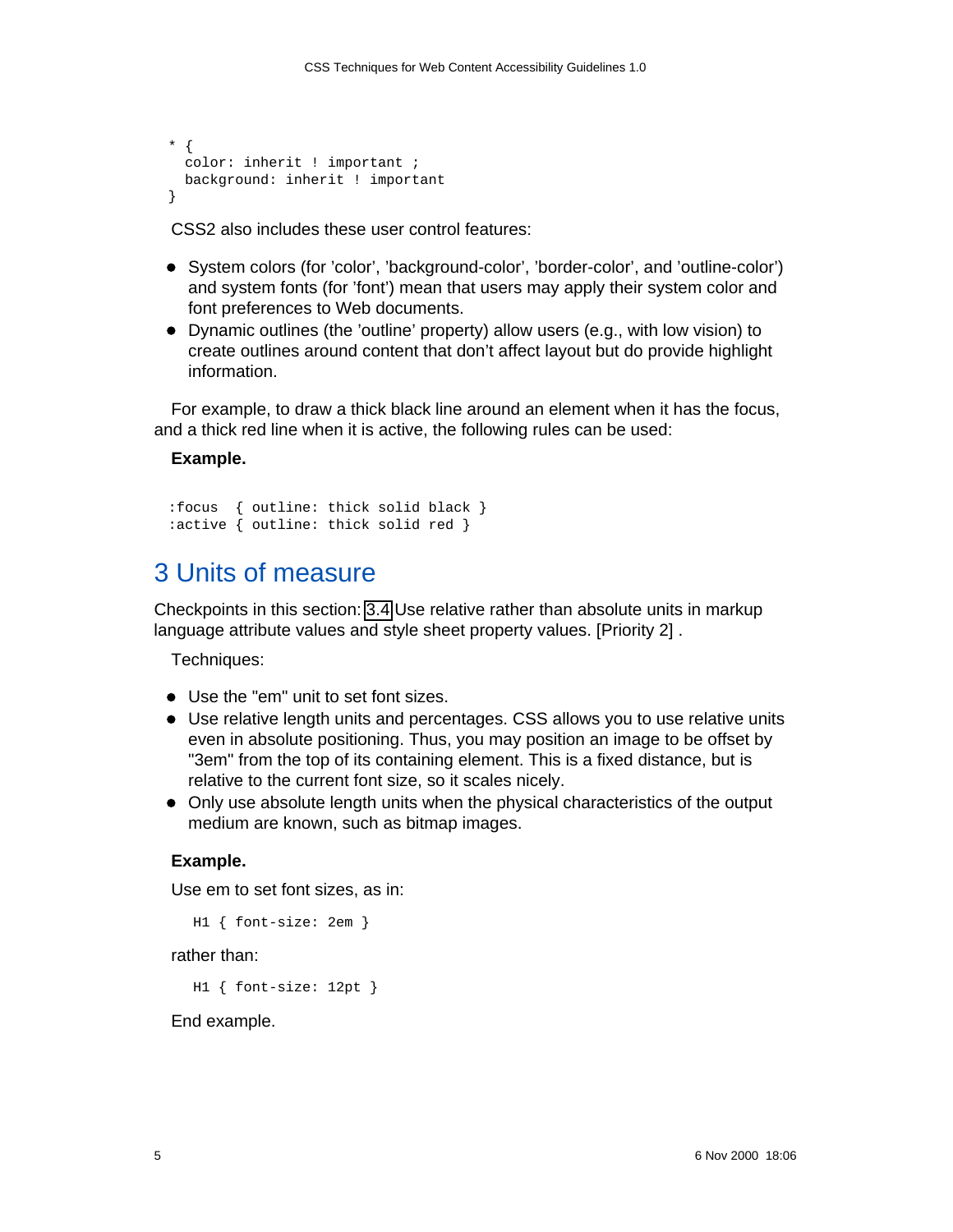```
* {
  color: inherit ! important ;
  background: inherit ! important
}
```

CSS2 also includes these user control features:

- System colors (for 'color', 'background-color', 'border-color', and 'outline-color') and system fonts (for 'font') mean that users may apply their system color and font preferences to Web documents.
- Dynamic outlines (the 'outline' property) allow users (e.g., with low vision) to create outlines around content that don't affect layout but do provide highlight information.

For example, to draw a thick black line around an element when it has the focus, and a thick red line when it is active, the following rules can be used:

**Example.**

```
:focus  { outline: thick solid black }
:active { outline: thick solid red }
```

# 3 Units of measure

Checkpoints in this section: 3.4 Use relative rather than absolute units in markup language attribute values and style sheet property values. [Priority 2] .

Techniques:

- Use the "em" unit to set font sizes.
- Use relative length units and percentages. CSS allows you to use relative units even in absolute positioning. Thus, you may position an image to be offset by "3em" from the top of its containing element. This is a fixed distance, but is relative to the current font size, so it scales nicely.
- Only use absolute length units when the physical characteristics of the output medium are known, such as bitmap images.

**Example.**

Use em to set font sizes, as in:

```
H1 { font-size: 2em }
```

rather than:

```
H1 { font-size: 12pt }
```

End example.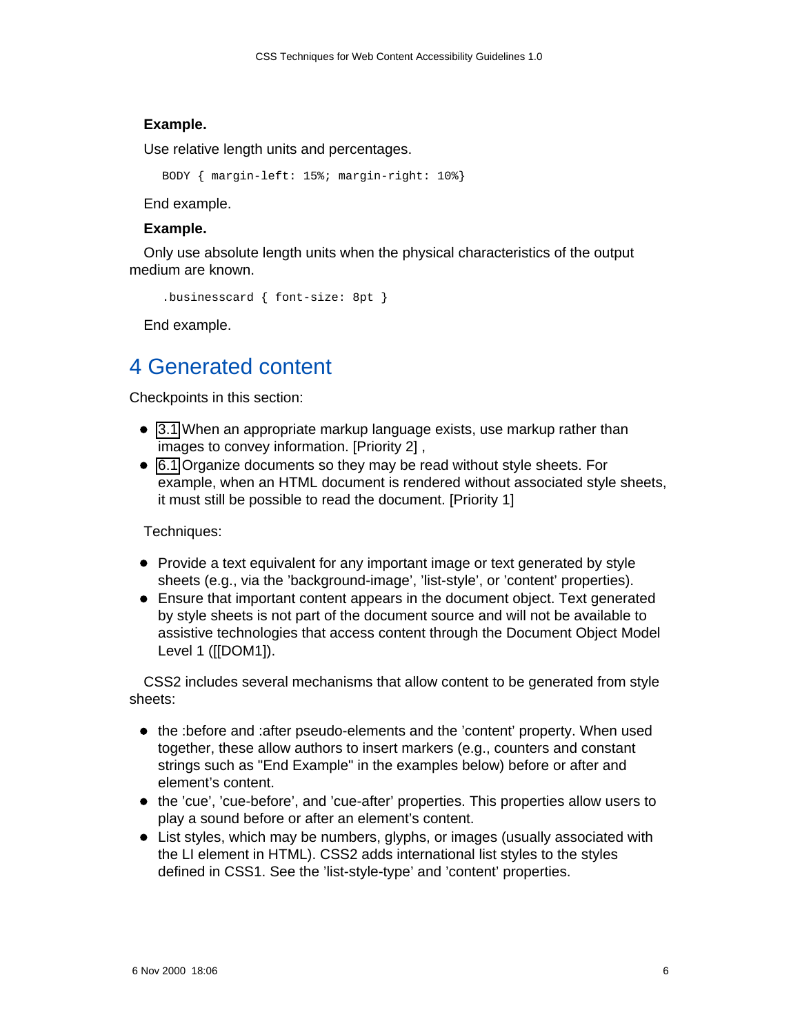**Example.**

Use relative length units and percentages.

```
BODY { margin-left: 15%; margin-right: 10%}
```

End example.

**Example.**

Only use absolute length units when the physical characteristics of the output medium are known.

```
.businesscard { font-size: 8pt }
```

End example.

# 4 Generated content

Checkpoints in this section:

- 3.1 When an appropriate markup language exists, use markup rather than images to convey information. [Priority 2] ,
- 6.1 Organize documents so they may be read without style sheets. For example, when an HTML document is rendered without associated style sheets, it must still be possible to read the document. [Priority 1]

Techniques:

- Provide a text equivalent for any important image or text generated by style sheets (e.g., via the 'background-image', 'list-style', or 'content' properties).
- Ensure that important content appears in the document object. Text generated by style sheets is not part of the document source and will not be available to assistive technologies that access content through the Document Object Model Level 1 ([[DOM1]).

CSS2 includes several mechanisms that allow content to be generated from style sheets:

- the :before and :after pseudo-elements and the 'content' property. When used together, these allow authors to insert markers (e.g., counters and constant strings such as "End Example" in the examples below) before or after and element's content.
- the 'cue', 'cue-before', and 'cue-after' properties. This properties allow users to play a sound before or after an element's content.
- List styles, which may be numbers, glyphs, or images (usually associated with the LI element in HTML). CSS2 adds international list styles to the styles defined in CSS1. See the 'list-style-type' and 'content' properties.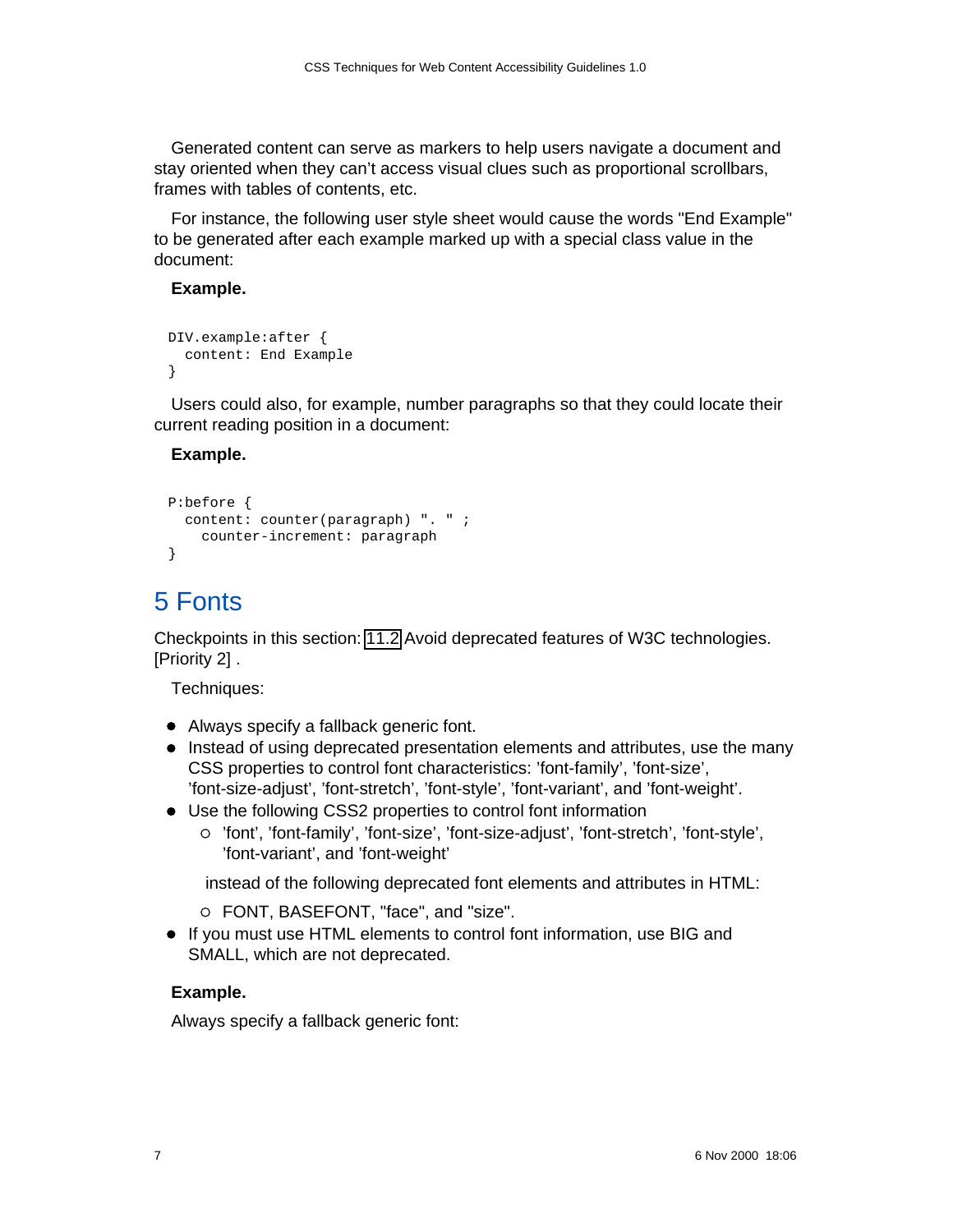Generated content can serve as markers to help users navigate a document and stay oriented when they can't access visual clues such as proportional scrollbars, frames with tables of contents, etc.

For instance, the following user style sheet would cause the words "End Example" to be generated after each example marked up with a special class value in the document:

**Example.**

```
DIV.example:after {
  content: End Example
}
```

Users could also, for example, number paragraphs so that they could locate their current reading position in a document:

**Example.**

```
P:before {
  content: counter(paragraph) ". " ;
    counter-increment: paragraph
}
```

# 5 Fonts

Checkpoints in this section: 11.2 Avoid deprecated features of W3C technologies. [Priority 2] .

Techniques:

- Always specify a fallback generic font.
- Instead of using deprecated presentation elements and attributes, use the many CSS properties to control font characteristics: 'font-family', 'font-size', 'font-size-adjust', 'font-stretch', 'font-style', 'font-variant', and 'font-weight'.
- Use the following CSS2 properties to control font information
  - 'font', 'font-family', 'font-size', 'font-size-adjust', 'font-stretch', 'font-style', 'font-variant', and 'font-weight'

  instead of the following deprecated font elements and attributes in HTML:

  - FONT, BASEFONT, "face", and "size".
- If you must use HTML elements to control font information, use BIG and SMALL, which are not deprecated.

**Example.**

Always specify a fallback generic font: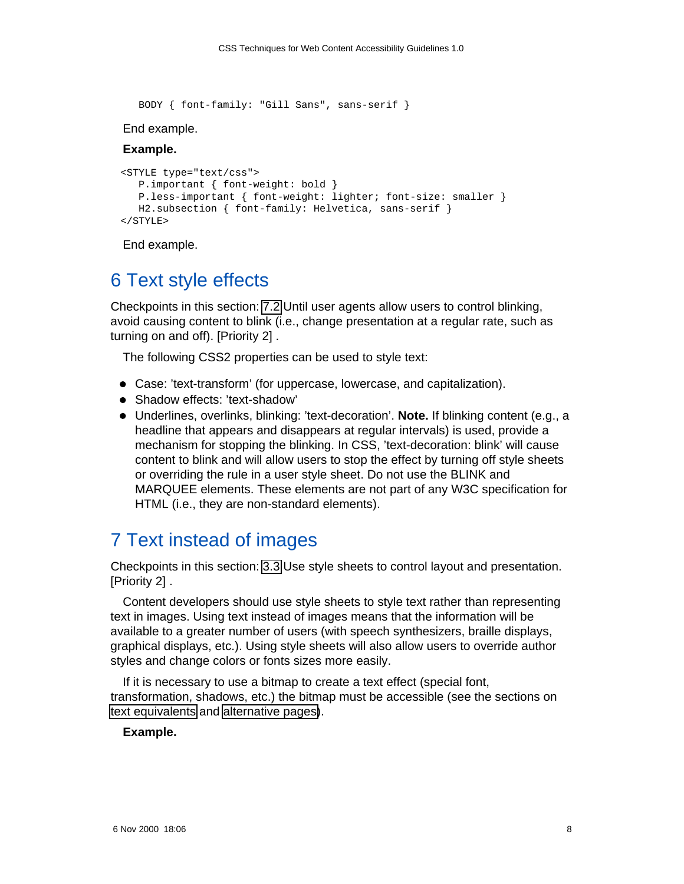```
BODY { font-family: "Gill Sans", sans-serif }
```

End example.

**Example.**

```
<STYLE type="text/css">
   P.important { font-weight: bold }
   P.less-important { font-weight: lighter; font-size: smaller }
   H2.subsection { font-family: Helvetica, sans-serif }
</STYLE>
```

End example.

## 6 Text style effects

Checkpoints in this section: 7.2 Until user agents allow users to control blinking, avoid causing content to blink (i.e., change presentation at a regular rate, such as turning on and off). [Priority 2] .

The following CSS2 properties can be used to style text:

- Case: 'text-transform' (for uppercase, lowercase, and capitalization).
- Shadow effects: 'text-shadow'
- Underlines, overlinks, blinking: 'text-decoration'. **Note.** If blinking content (e.g., a headline that appears and disappears at regular intervals) is used, provide a mechanism for stopping the blinking. In CSS, 'text-decoration: blink' will cause content to blink and will allow users to stop the effect by turning off style sheets or overriding the rule in a user style sheet. Do not use the BLINK and MARQUEE elements. These elements are not part of any W3C specification for HTML (i.e., they are non-standard elements).

## 7 Text instead of images

Checkpoints in this section: 3.3 Use style sheets to control layout and presentation. [Priority 2] .

Content developers should use style sheets to style text rather than representing text in images. Using text instead of images means that the information will be available to a greater number of users (with speech synthesizers, braille displays, graphical displays, etc.). Using style sheets will also allow users to override author styles and change colors or fonts sizes more easily.

If it is necessary to use a bitmap to create a text effect (special font, transformation, shadows, etc.) the bitmap must be accessible (see the sections on text equivalents and alternative pages).

**Example.**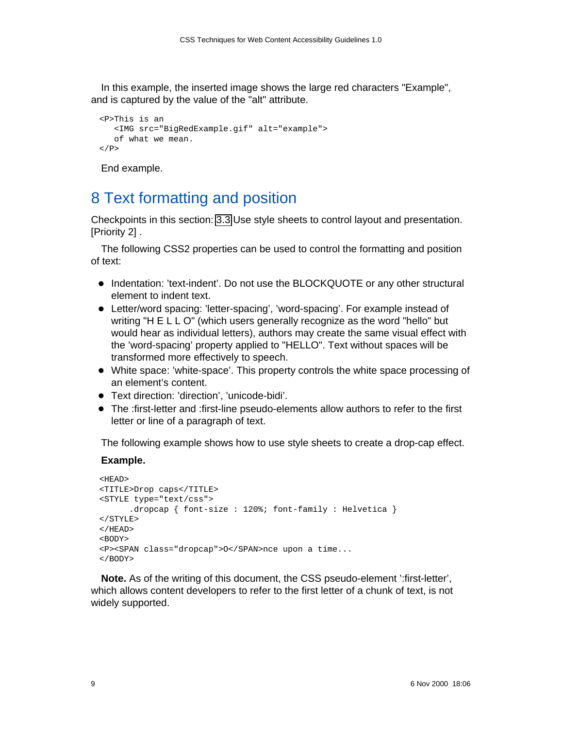In this example, the inserted image shows the large red characters "Example", and is captured by the value of the "alt" attribute.

```
<P>This is an
   <IMG src="BigRedExample.gif" alt="example">
   of what we mean.
</P>
```

End example.

# 8 Text formatting and position

Checkpoints in this section: 3.3 Use style sheets to control layout and presentation. [Priority 2] .

The following CSS2 properties can be used to control the formatting and position of text:

- Indentation: 'text-indent'. Do not use the BLOCKQUOTE or any other structural element to indent text.
- Letter/word spacing: 'letter-spacing', 'word-spacing'. For example instead of writing "H E L L O" (which users generally recognize as the word "hello" but would hear as individual letters), authors may create the same visual effect with the 'word-spacing' property applied to "HELLO". Text without spaces will be transformed more effectively to speech.
- White space: 'white-space'. This property controls the white space processing of an element's content.
- Text direction: 'direction', 'unicode-bidi'.
- The :first-letter and :first-line pseudo-elements allow authors to refer to the first letter or line of a paragraph of text.

The following example shows how to use style sheets to create a drop-cap effect.

**Example.**

```
<HEAD>
<TITLE>Drop caps</TITLE>
<STYLE type="text/css">
      .dropcap { font-size : 120%; font-family : Helvetica }
</STYLE>
</HEAD>
<BODY>
<P><SPAN class="dropcap">O</SPAN>nce upon a time...
</BODY>
```

**Note.** As of the writing of this document, the CSS pseudo-element ':first-letter', which allows content developers to refer to the first letter of a chunk of text, is not widely supported.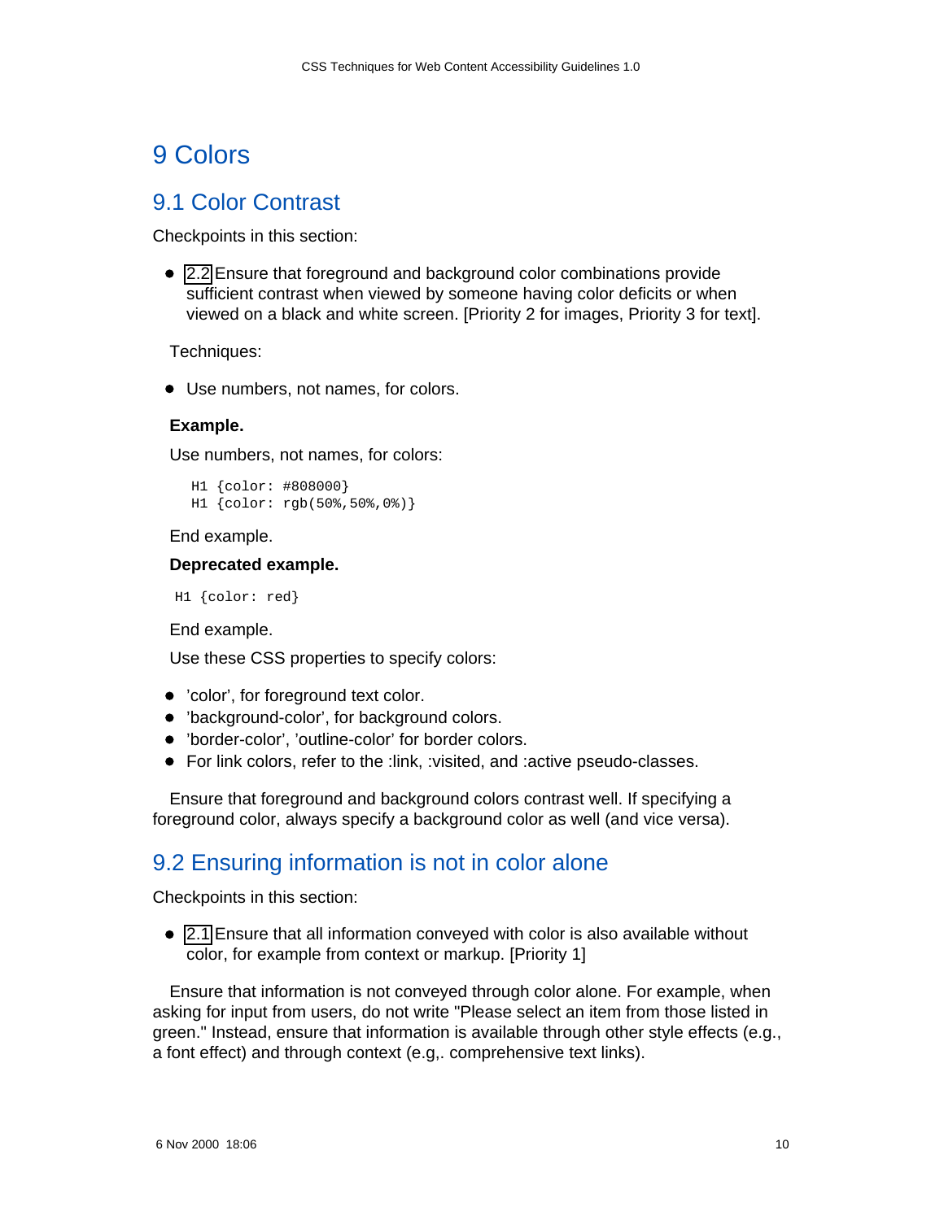# 9 Colors

## 9.1 Color Contrast

Checkpoints in this section:

- 2.2 Ensure that foreground and background color combinations provide sufficient contrast when viewed by someone having color deficits or when viewed on a black and white screen. [Priority 2 for images, Priority 3 for text].

Techniques:

- Use numbers, not names, for colors.

**Example.**

Use numbers, not names, for colors:

```
H1 {color: #808000}
H1 {color: rgb(50%,50%,0%)}
```

End example.

**Deprecated example.**

```
H1 {color: red}
```

End example.

Use these CSS properties to specify colors:

- 'color', for foreground text color.
- 'background-color', for background colors.
- 'border-color', 'outline-color' for border colors.
- For link colors, refer to the :link, :visited, and :active pseudo-classes.

Ensure that foreground and background colors contrast well. If specifying a foreground color, always specify a background color as well (and vice versa).

## 9.2 Ensuring information is not in color alone

Checkpoints in this section:

- 2.1 Ensure that all information conveyed with color is also available without color, for example from context or markup. [Priority 1]

Ensure that information is not conveyed through color alone. For example, when asking for input from users, do not write "Please select an item from those listed in green." Instead, ensure that information is available through other style effects (e.g., a font effect) and through context (e.g,. comprehensive text links).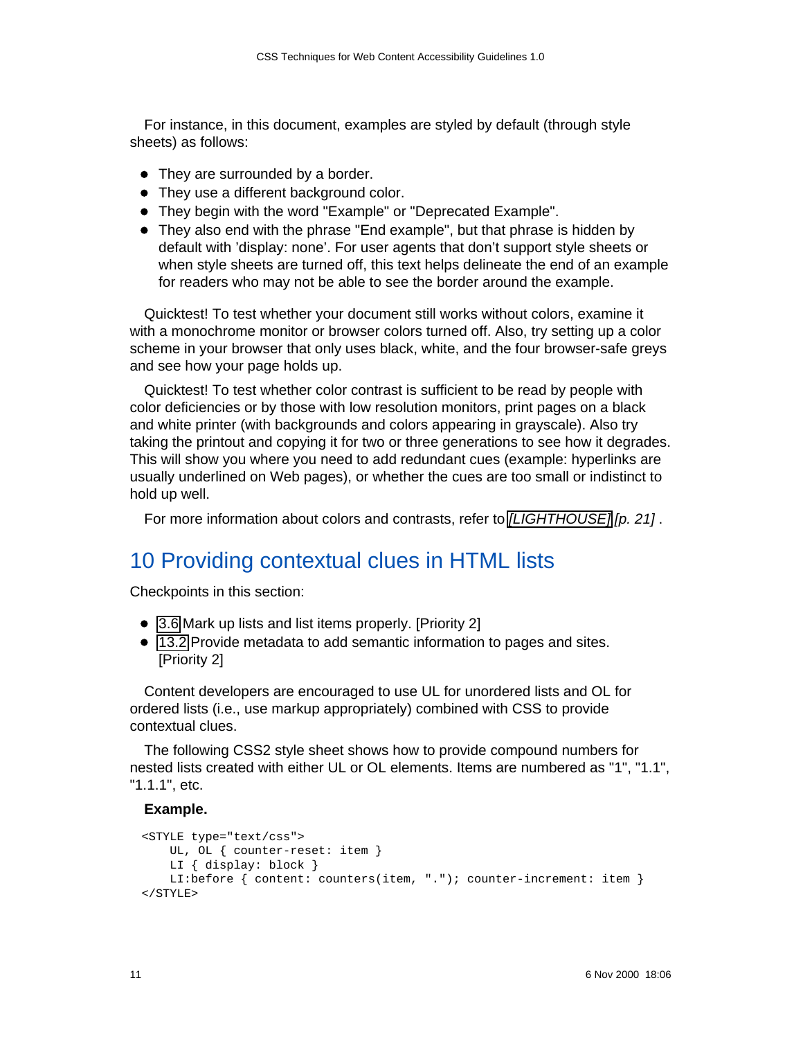For instance, in this document, examples are styled by default (through style sheets) as follows:

- They are surrounded by a border.
- They use a different background color.
- They begin with the word "Example" or "Deprecated Example".
- They also end with the phrase "End example", but that phrase is hidden by default with 'display: none'. For user agents that don't support style sheets or when style sheets are turned off, this text helps delineate the end of an example for readers who may not be able to see the border around the example.

Quicktest! To test whether your document still works without colors, examine it with a monochrome monitor or browser colors turned off. Also, try setting up a color scheme in your browser that only uses black, white, and the four browser-safe greys and see how your page holds up.

Quicktest! To test whether color contrast is sufficient to be read by people with color deficiencies or by those with low resolution monitors, print pages on a black and white printer (with backgrounds and colors appearing in grayscale). Also try taking the printout and copying it for two or three generations to see how it degrades. This will show you where you need to add redundant cues (example: hyperlinks are usually underlined on Web pages), or whether the cues are too small or indistinct to hold up well.

For more information about colors and contrasts, refer to *[LIGHTHOUSE]* *[p. 21]* .

# 10 Providing contextual clues in HTML lists

Checkpoints in this section:

- 3.6 Mark up lists and list items properly. [Priority 2]
- 13.2 Provide metadata to add semantic information to pages and sites. [Priority 2]

Content developers are encouraged to use UL for unordered lists and OL for ordered lists (i.e., use markup appropriately) combined with CSS to provide contextual clues.

The following CSS2 style sheet shows how to provide compound numbers for nested lists created with either UL or OL elements. Items are numbered as "1", "1.1", "1.1.1", etc.

**Example.**

```
<STYLE type="text/css">
    UL, OL { counter-reset: item }
    LI { display: block }
    LI:before { content: counters(item, "."); counter-increment: item }
</STYLE>
```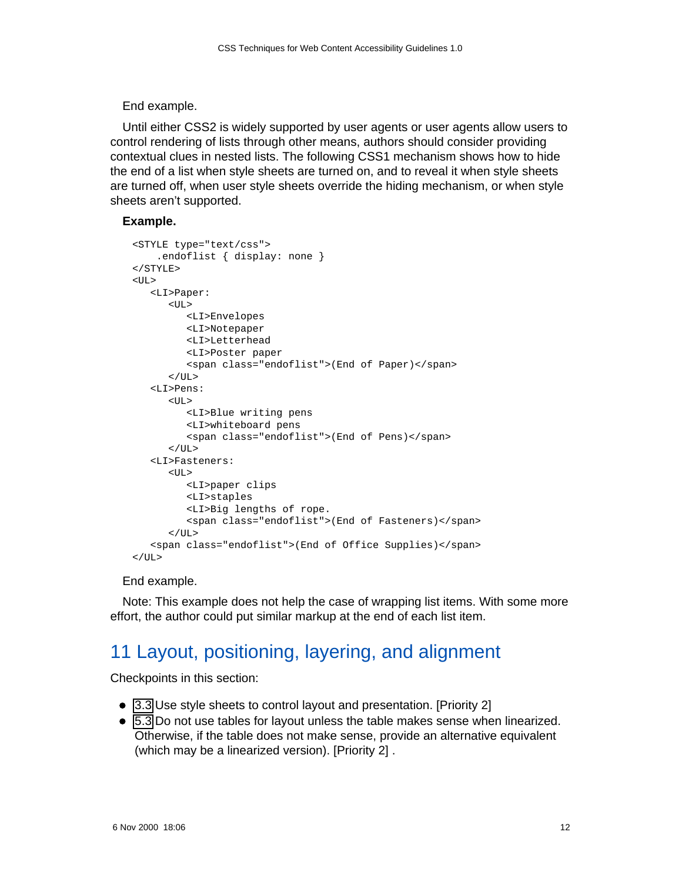End example.

Until either CSS2 is widely supported by user agents or user agents allow users to control rendering of lists through other means, authors should consider providing contextual clues in nested lists. The following CSS1 mechanism shows how to hide the end of a list when style sheets are turned on, and to reveal it when style sheets are turned off, when user style sheets override the hiding mechanism, or when style sheets aren't supported.

**Example.**

```
<STYLE type="text/css">
    .endoflist { display: none }
</STYLE>
<UL>
   <LI>Paper:
      <UL>
         <LI>Envelopes
         <LI>Notepaper
         <LI>Letterhead
         <LI>Poster paper
         <span class="endoflist">(End of Paper)</span>
      </UL>
   <LI>Pens:
      <UL>
         <LI>Blue writing pens
         <LI>whiteboard pens
         <span class="endoflist">(End of Pens)</span>
      </UL>
   <LI>Fasteners:
      <UL>
         <LI>paper clips
         <LI>staples
         <LI>Big lengths of rope.
         <span class="endoflist">(End of Fasteners)</span>
      </UL>
   <span class="endoflist">(End of Office Supplies)</span>
</UL>
```

End example.

Note: This example does not help the case of wrapping list items. With some more effort, the author could put similar markup at the end of each list item.

# 11 Layout, positioning, layering, and alignment

Checkpoints in this section:

- 3.3 Use style sheets to control layout and presentation. [Priority 2]
- 5.3 Do not use tables for layout unless the table makes sense when linearized. Otherwise, if the table does not make sense, provide an alternative equivalent (which may be a linearized version). [Priority 2] .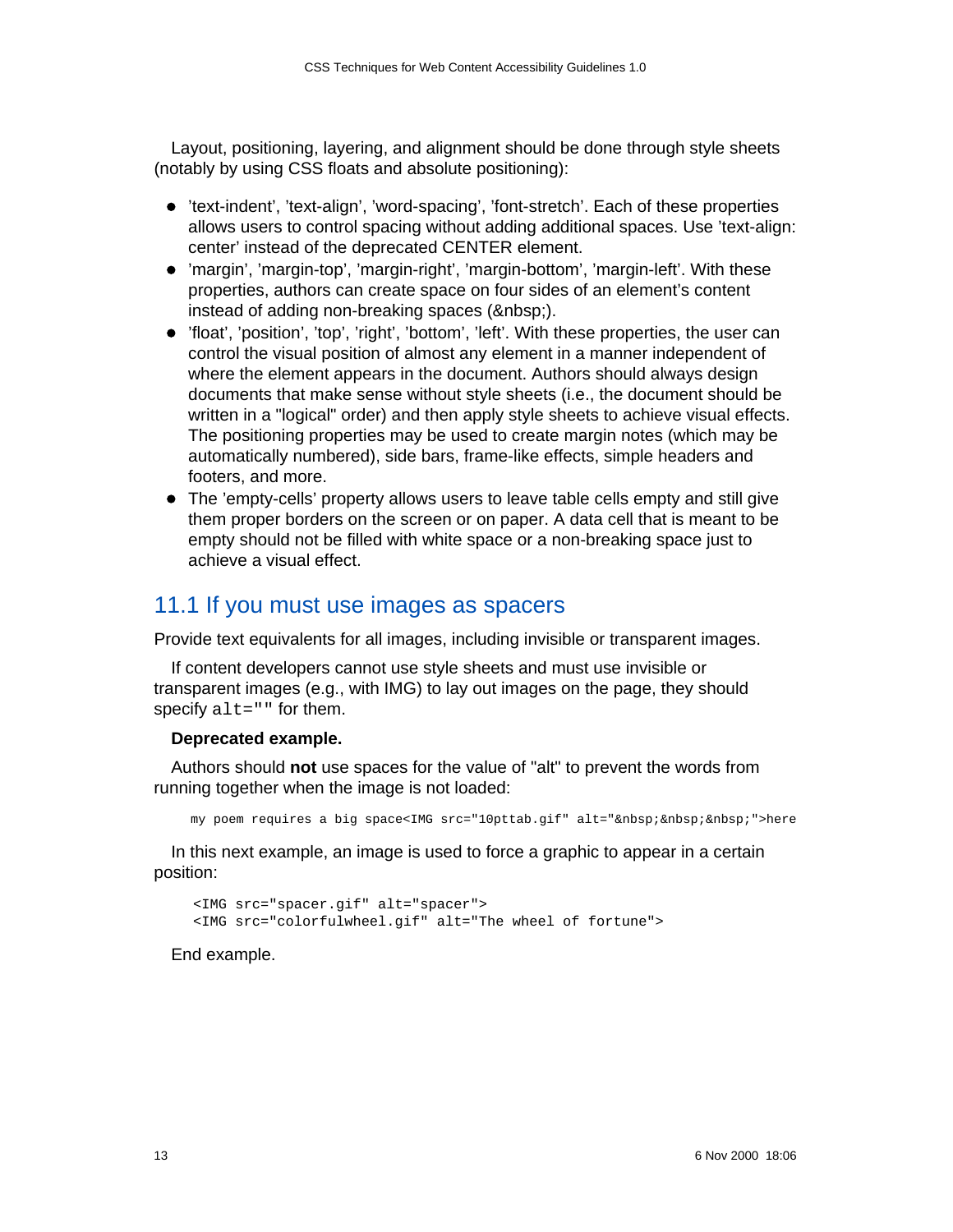Layout, positioning, layering, and alignment should be done through style sheets (notably by using CSS floats and absolute positioning):

- 'text-indent', 'text-align', 'word-spacing', 'font-stretch'. Each of these properties allows users to control spacing without adding additional spaces. Use 'text-align: center' instead of the deprecated CENTER element.
- 'margin', 'margin-top', 'margin-right', 'margin-bottom', 'margin-left'. With these properties, authors can create space on four sides of an element's content instead of adding non-breaking spaces (&nbsp;).
- 'float', 'position', 'top', 'right', 'bottom', 'left'. With these properties, the user can control the visual position of almost any element in a manner independent of where the element appears in the document. Authors should always design documents that make sense without style sheets (i.e., the document should be written in a "logical" order) and then apply style sheets to achieve visual effects. The positioning properties may be used to create margin notes (which may be automatically numbered), side bars, frame-like effects, simple headers and footers, and more.
- The 'empty-cells' property allows users to leave table cells empty and still give them proper borders on the screen or on paper. A data cell that is meant to be empty should not be filled with white space or a non-breaking space just to achieve a visual effect.

## 11.1 If you must use images as spacers

Provide text equivalents for all images, including invisible or transparent images.

If content developers cannot use style sheets and must use invisible or transparent images (e.g., with IMG) to lay out images on the page, they should specify `alt=""` for them.

**Deprecated example.**

Authors should **not** use spaces for the value of "alt" to prevent the words from running together when the image is not loaded:

```
my poem requires a big space<IMG src="10pttab.gif" alt="&nbsp;&nbsp;&nbsp;">here
```

In this next example, an image is used to force a graphic to appear in a certain position:

```
<IMG src="spacer.gif" alt="spacer">
<IMG src="colorfulwheel.gif" alt="The wheel of fortune">
```

End example.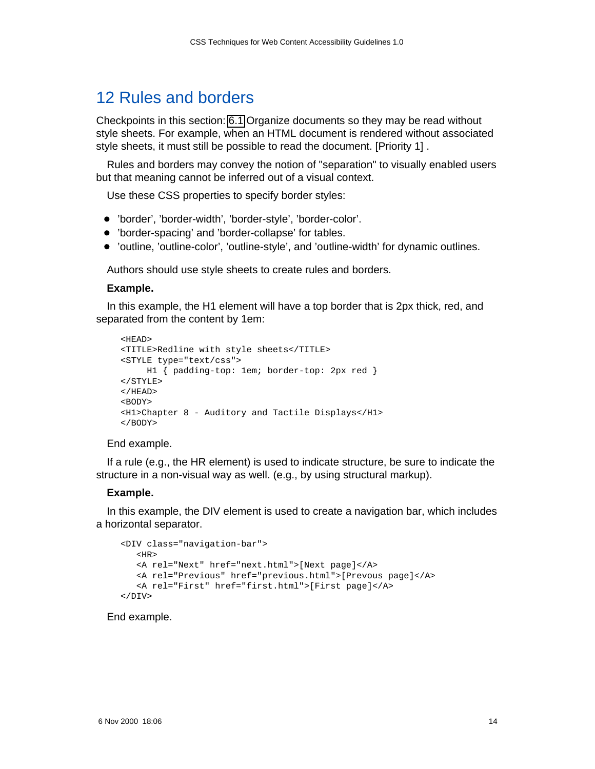## 12 Rules and borders

Checkpoints in this section: 6.1 Organize documents so they may be read without style sheets. For example, when an HTML document is rendered without associated style sheets, it must still be possible to read the document. [Priority 1] .

Rules and borders may convey the notion of "separation" to visually enabled users but that meaning cannot be inferred out of a visual context.

Use these CSS properties to specify border styles:

- 'border', 'border-width', 'border-style', 'border-color'.
- 'border-spacing' and 'border-collapse' for tables.
- 'outline, 'outline-color', 'outline-style', and 'outline-width' for dynamic outlines.

Authors should use style sheets to create rules and borders.

**Example.**

In this example, the H1 element will have a top border that is 2px thick, red, and separated from the content by 1em:

```
<HEAD>
<TITLE>Redline with style sheets</TITLE>
<STYLE type="text/css">
     H1 { padding-top: 1em; border-top: 2px red }
</STYLE>
</HEAD>
<BODY>
<H1>Chapter 8 - Auditory and Tactile Displays</H1>
</BODY>
```

End example.

If a rule (e.g., the HR element) is used to indicate structure, be sure to indicate the structure in a non-visual way as well. (e.g., by using structural markup).

**Example.**

In this example, the DIV element is used to create a navigation bar, which includes a horizontal separator.

```
<DIV class="navigation-bar">
   <HR>
   <A rel="Next" href="next.html">[Next page]</A>
   <A rel="Previous" href="previous.html">[Prevous page]</A>
   <A rel="First" href="first.html">[First page]</A>
</DIV>
```

End example.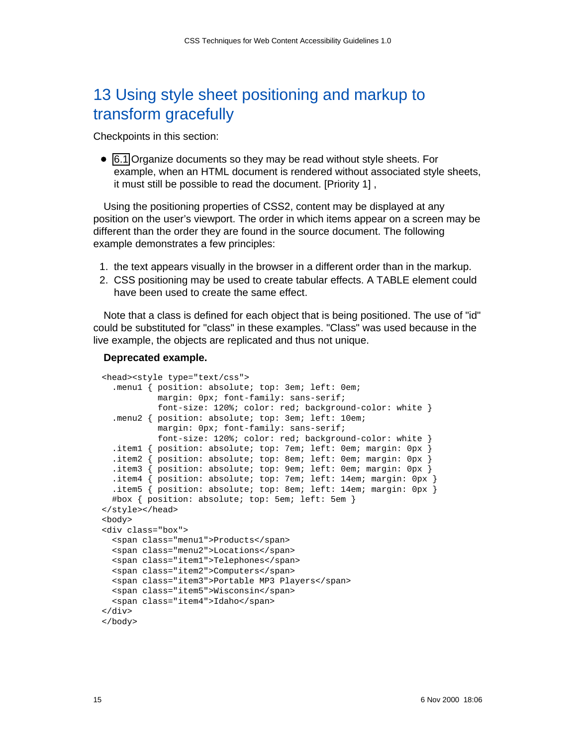# 13 Using style sheet positioning and markup to transform gracefully

Checkpoints in this section:

- 6.1 Organize documents so they may be read without style sheets. For example, when an HTML document is rendered without associated style sheets, it must still be possible to read the document. [Priority 1] ,

Using the positioning properties of CSS2, content may be displayed at any position on the user's viewport. The order in which items appear on a screen may be different than the order they are found in the source document. The following example demonstrates a few principles:

1. the text appears visually in the browser in a different order than in the markup.
2. CSS positioning may be used to create tabular effects. A TABLE element could have been used to create the same effect.

Note that a class is defined for each object that is being positioned. The use of "id" could be substituted for "class" in these examples. "Class" was used because in the live example, the objects are replicated and thus not unique.

**Deprecated example.**

```
<head><style type="text/css">
  .menu1 { position: absolute; top: 3em; left: 0em;
           margin: 0px; font-family: sans-serif;
           font-size: 120%; color: red; background-color: white }
  .menu2 { position: absolute; top: 3em; left: 10em;
           margin: 0px; font-family: sans-serif;
           font-size: 120%; color: red; background-color: white }
  .item1 { position: absolute; top: 7em; left: 0em; margin: 0px }
  .item2 { position: absolute; top: 8em; left: 0em; margin: 0px }
  .item3 { position: absolute; top: 9em; left: 0em; margin: 0px }
  .item4 { position: absolute; top: 7em; left: 14em; margin: 0px }
  .item5 { position: absolute; top: 8em; left: 14em; margin: 0px }
  #box { position: absolute; top: 5em; left: 5em }
</style></head>
<body>
<div class="box">
  <span class="menu1">Products</span>
  <span class="menu2">Locations</span>
  <span class="item1">Telephones</span>
  <span class="item2">Computers</span>
  <span class="item3">Portable MP3 Players</span>
  <span class="item5">Wisconsin</span>
  <span class="item4">Idaho</span>
</div>
</body>
```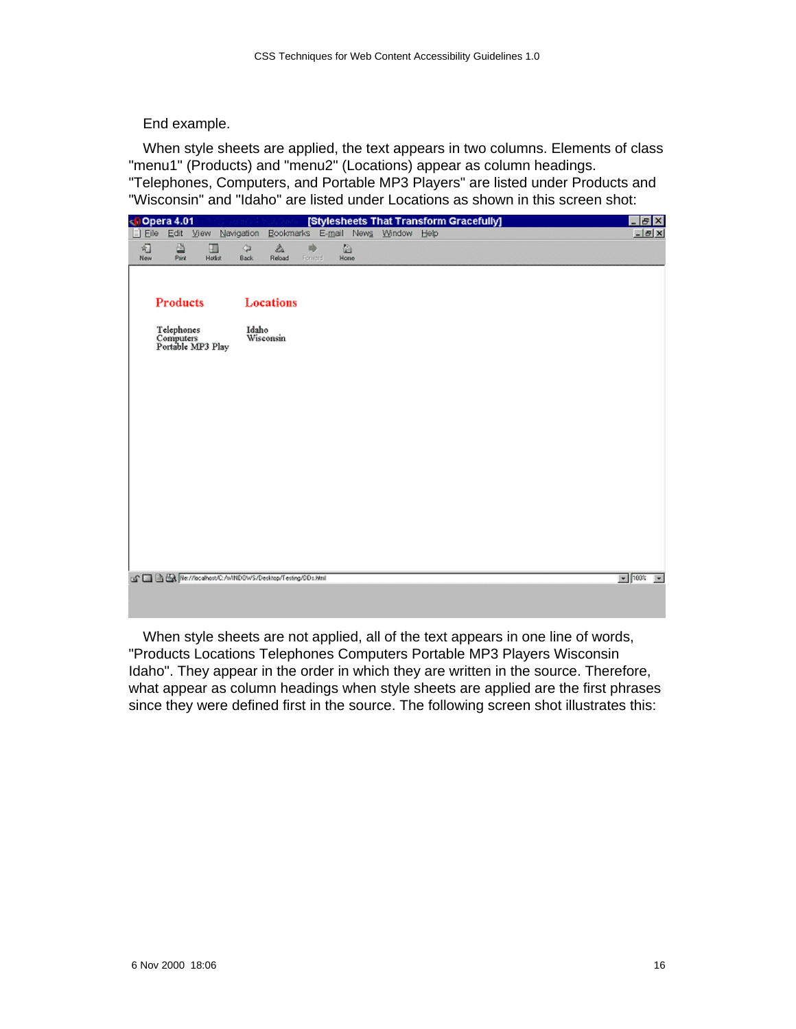End example.

When style sheets are applied, the text appears in two columns. Elements of class "menu1" (Products) and "menu2" (Locations) appear as column headings. "Telephones, Computers, and Portable MP3 Players" are listed under Products and "Wisconsin" and "Idaho" are listed under Locations as shown in this screen shot:

When style sheets are not applied, all of the text appears in one line of words, "Products Locations Telephones Computers Portable MP3 Players Wisconsin Idaho". They appear in the order in which they are written in the source. Therefore, what appear as column headings when style sheets are applied are the first phrases since they were defined first in the source. The following screen shot illustrates this: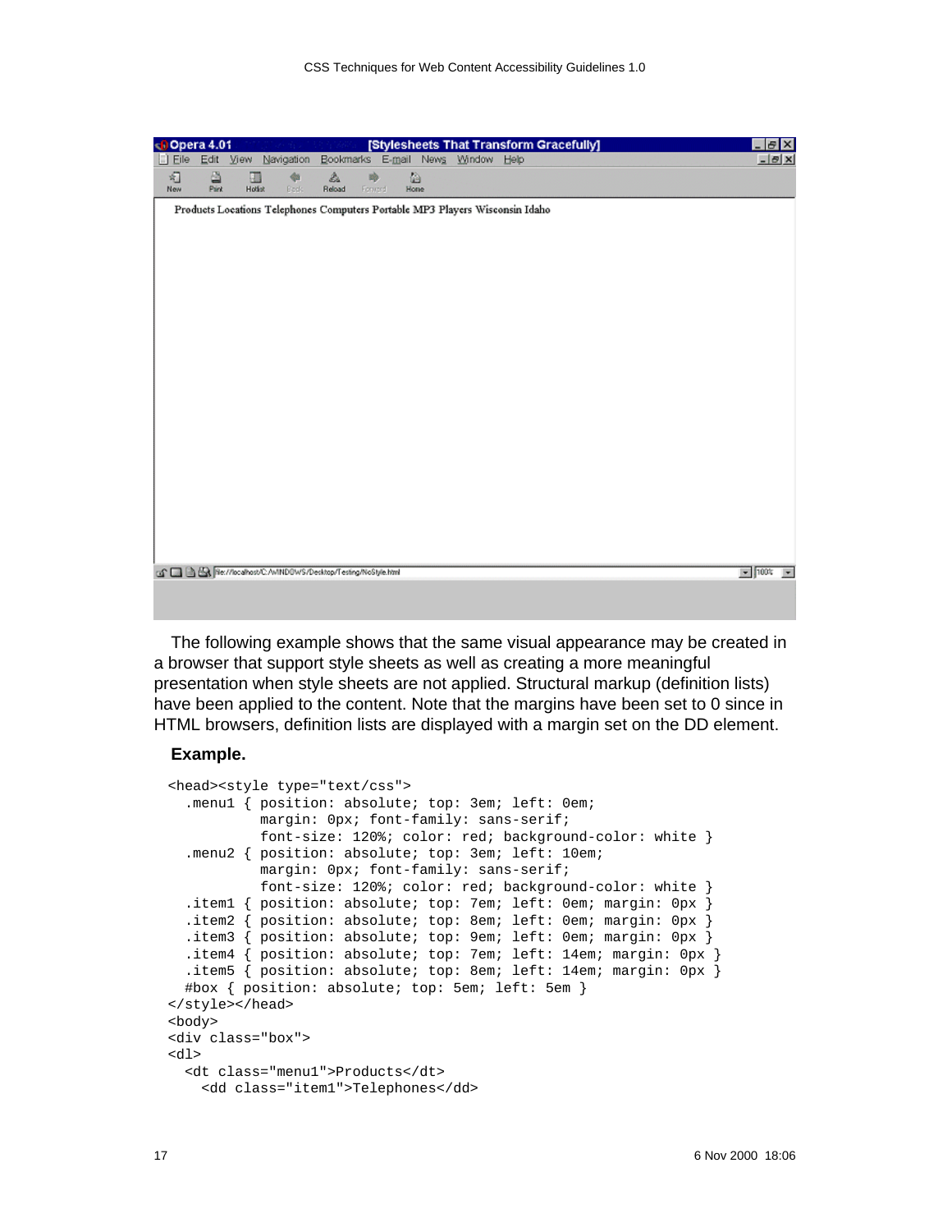The following example shows that the same visual appearance may be created in a browser that support style sheets as well as creating a more meaningful presentation when style sheets are not applied. Structural markup (definition lists) have been applied to the content. Note that the margins have been set to 0 since in HTML browsers, definition lists are displayed with a margin set on the DD element.

**Example.**

```
<head><style type="text/css">
  .menu1 { position: absolute; top: 3em; left: 0em;
           margin: 0px; font-family: sans-serif;
           font-size: 120%; color: red; background-color: white }
  .menu2 { position: absolute; top: 3em; left: 10em;
           margin: 0px; font-family: sans-serif;
           font-size: 120%; color: red; background-color: white }
  .item1 { position: absolute; top: 7em; left: 0em; margin: 0px }
  .item2 { position: absolute; top: 8em; left: 0em; margin: 0px }
  .item3 { position: absolute; top: 9em; left: 0em; margin: 0px }
  .item4 { position: absolute; top: 7em; left: 14em; margin: 0px }
  .item5 { position: absolute; top: 8em; left: 14em; margin: 0px }
  #box { position: absolute; top: 5em; left: 5em }
</style></head>
<body>
<div class="box">
<dl>
  <dt class="menu1">Products</dt>
    <dd class="item1">Telephones</dd>
```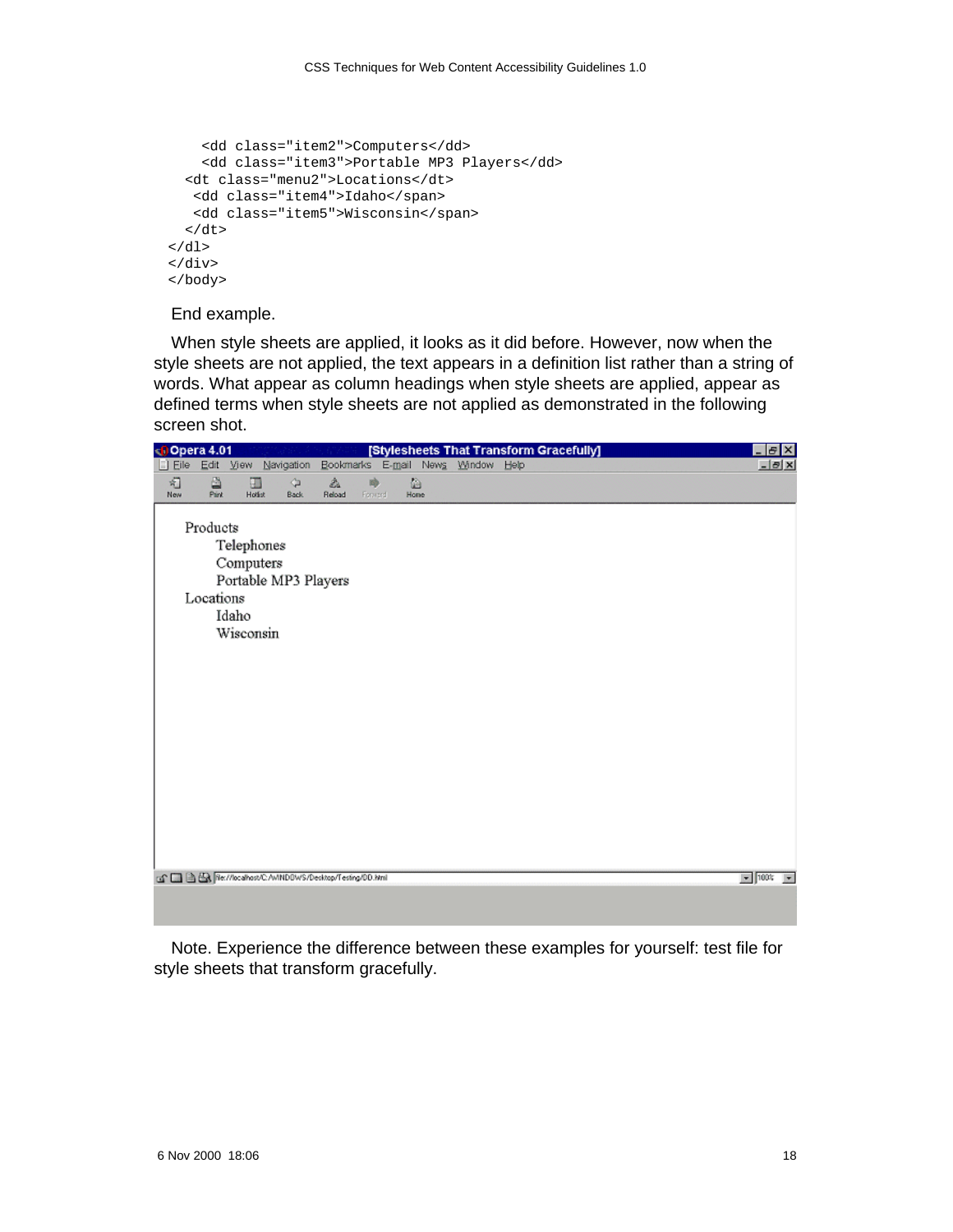```
      <dd class="item2">Computers</dd>
      <dd class="item3">Portable MP3 Players</dd>
    <dt class="menu2">Locations</dt>
     <dd class="item4">Idaho</span>
     <dd class="item5">Wisconsin</span>
    </dt>
  </dl>
  </div>
  </body>
```

End example.

When style sheets are applied, it looks as it did before. However, now when the style sheets are not applied, the text appears in a definition list rather than a string of words. What appear as column headings when style sheets are applied, appear as defined terms when style sheets are not applied as demonstrated in the following screen shot.

Opera 4.01 [Stylesheets That Transform Gracefully]

File Edit View Navigation Bookmarks E-mail News Window Help

New Print Hotlist Back Reload Forward Home

Products
Telephones
Computers
Portable MP3 Players
Locations
Idaho
Wisconsin

file://localhost/C:/WINDOWS/Desktop/Testing/DD.html

100%

Note. Experience the difference between these examples for yourself: test file for style sheets that transform gracefully.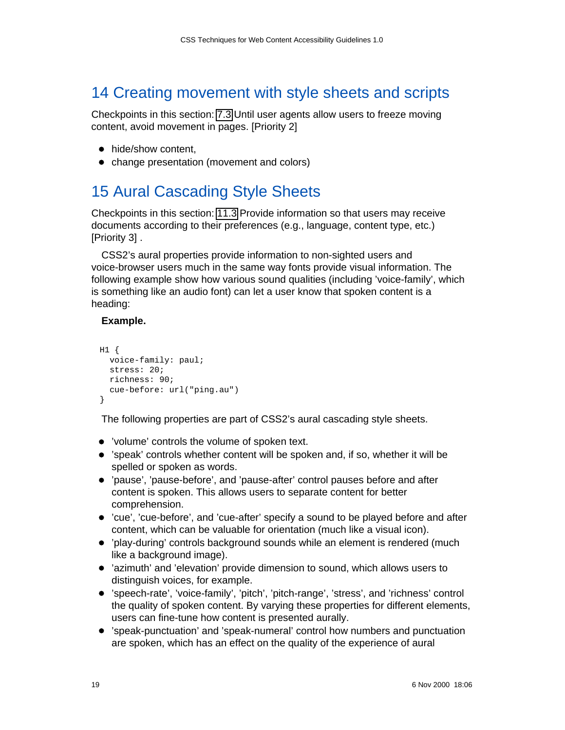# 14 Creating movement with style sheets and scripts

Checkpoints in this section: 7.3 Until user agents allow users to freeze moving content, avoid movement in pages. [Priority 2]

- hide/show content,
- change presentation (movement and colors)

# 15 Aural Cascading Style Sheets

Checkpoints in this section: 11.3 Provide information so that users may receive documents according to their preferences (e.g., language, content type, etc.) [Priority 3] .

CSS2's aural properties provide information to non-sighted users and voice-browser users much in the same way fonts provide visual information. The following example show how various sound qualities (including 'voice-family', which is something like an audio font) can let a user know that spoken content is a heading:

**Example.**

```
H1 {
  voice-family: paul;
  stress: 20;
  richness: 90;
  cue-before: url("ping.au")
}
```

The following properties are part of CSS2's aural cascading style sheets.

- 'volume' controls the volume of spoken text.
- 'speak' controls whether content will be spoken and, if so, whether it will be spelled or spoken as words.
- 'pause', 'pause-before', and 'pause-after' control pauses before and after content is spoken. This allows users to separate content for better comprehension.
- 'cue', 'cue-before', and 'cue-after' specify a sound to be played before and after content, which can be valuable for orientation (much like a visual icon).
- 'play-during' controls background sounds while an element is rendered (much like a background image).
- 'azimuth' and 'elevation' provide dimension to sound, which allows users to distinguish voices, for example.
- 'speech-rate', 'voice-family', 'pitch', 'pitch-range', 'stress', and 'richness' control the quality of spoken content. By varying these properties for different elements, users can fine-tune how content is presented aurally.
- 'speak-punctuation' and 'speak-numeral' control how numbers and punctuation are spoken, which has an effect on the quality of the experience of aural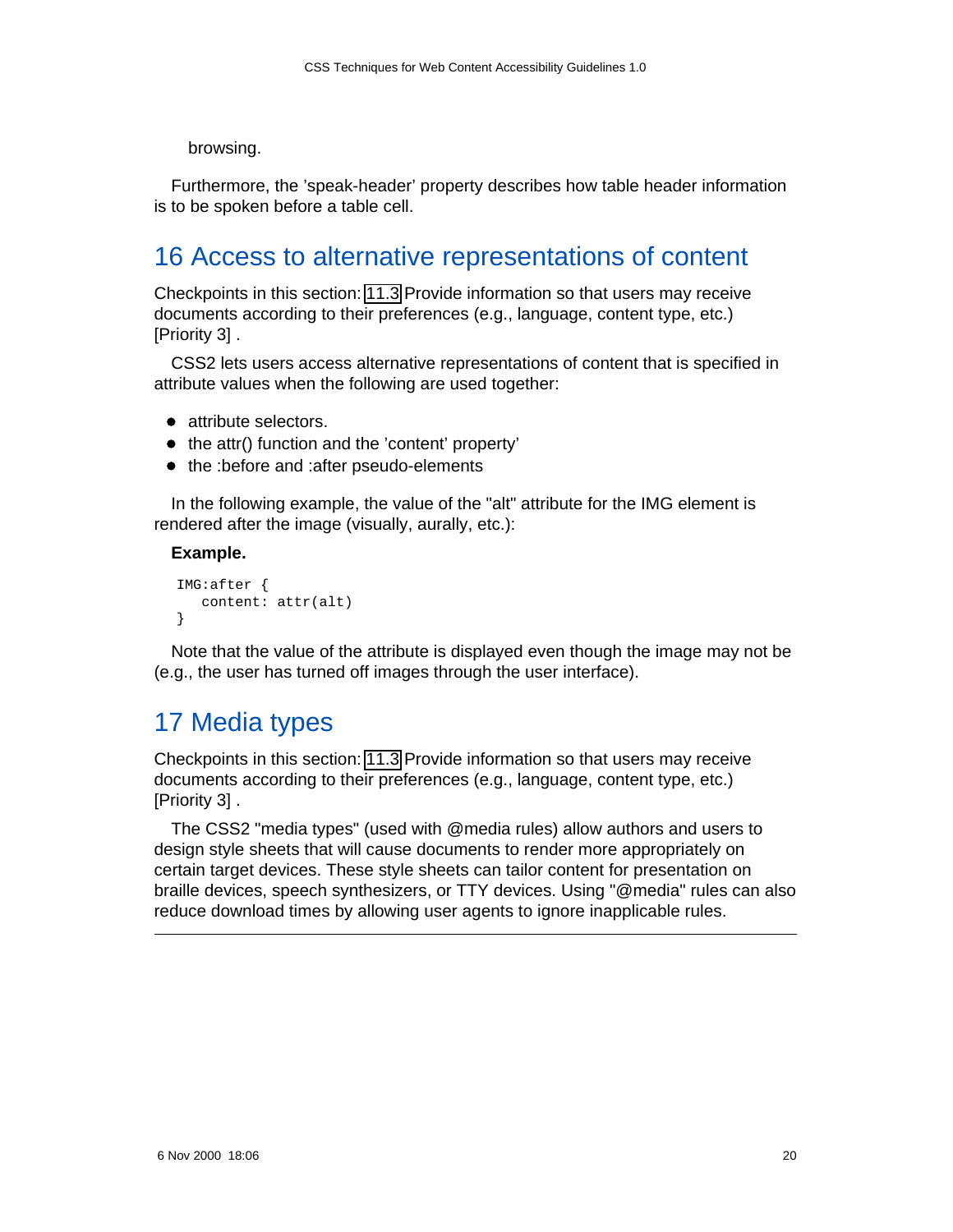browsing.

Furthermore, the 'speak-header' property describes how table header information is to be spoken before a table cell.

## 16 Access to alternative representations of content

Checkpoints in this section: 11.3 Provide information so that users may receive documents according to their preferences (e.g., language, content type, etc.) [Priority 3] .

CSS2 lets users access alternative representations of content that is specified in attribute values when the following are used together:

- attribute selectors.
- the attr() function and the 'content' property'
- the :before and :after pseudo-elements

In the following example, the value of the "alt" attribute for the IMG element is rendered after the image (visually, aurally, etc.):

**Example.**

```
IMG:after {
   content: attr(alt)
}
```

Note that the value of the attribute is displayed even though the image may not be (e.g., the user has turned off images through the user interface).

## 17 Media types

Checkpoints in this section: 11.3 Provide information so that users may receive documents according to their preferences (e.g., language, content type, etc.) [Priority 3] .

The CSS2 "media types" (used with @media rules) allow authors and users to design style sheets that will cause documents to render more appropriately on certain target devices. These style sheets can tailor content for presentation on braille devices, speech synthesizers, or TTY devices. Using "@media" rules can also reduce download times by allowing user agents to ignore inapplicable rules.

---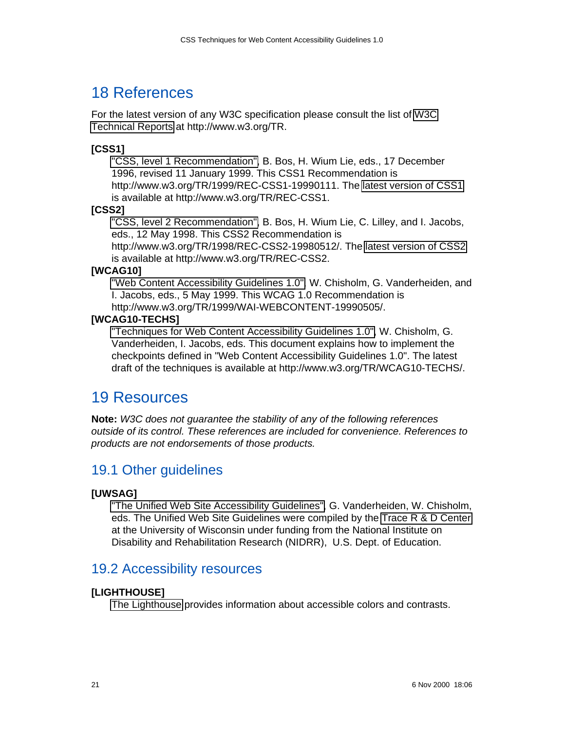# 18 References

For the latest version of any W3C specification please consult the list of W3C Technical Reports at http://www.w3.org/TR.

**[CSS1]**
: "CSS, level 1 Recommendation", B. Bos, H. Wium Lie, eds., 17 December 1996, revised 11 January 1999. This CSS1 Recommendation is http://www.w3.org/TR/1999/REC-CSS1-19990111. The latest version of CSS1 is available at http://www.w3.org/TR/REC-CSS1.

**[CSS2]**
: "CSS, level 2 Recommendation", B. Bos, H. Wium Lie, C. Lilley, and I. Jacobs, eds., 12 May 1998. This CSS2 Recommendation is http://www.w3.org/TR/1998/REC-CSS2-19980512/. The latest version of CSS2 is available at http://www.w3.org/TR/REC-CSS2.

**[WCAG10]**
: "Web Content Accessibility Guidelines 1.0", W. Chisholm, G. Vanderheiden, and I. Jacobs, eds., 5 May 1999. This WCAG 1.0 Recommendation is http://www.w3.org/TR/1999/WAI-WEBCONTENT-19990505/.

**[WCAG10-TECHS]**
: "Techniques for Web Content Accessibility Guidelines 1.0", W. Chisholm, G. Vanderheiden, I. Jacobs, eds. This document explains how to implement the checkpoints defined in "Web Content Accessibility Guidelines 1.0". The latest draft of the techniques is available at http://www.w3.org/TR/WCAG10-TECHS/.

# 19 Resources

**Note:** *W3C does not guarantee the stability of any of the following references outside of its control. These references are included for convenience. References to products are not endorsements of those products.*

## 19.1 Other guidelines

**[UWSAG]**
: "The Unified Web Site Accessibility Guidelines", G. Vanderheiden, W. Chisholm, eds. The Unified Web Site Guidelines were compiled by the Trace R & D Center at the University of Wisconsin under funding from the National Institute on Disability and Rehabilitation Research (NIDRR), U.S. Dept. of Education.

## 19.2 Accessibility resources

**[LIGHTHOUSE]**
: The Lighthouse provides information about accessible colors and contrasts.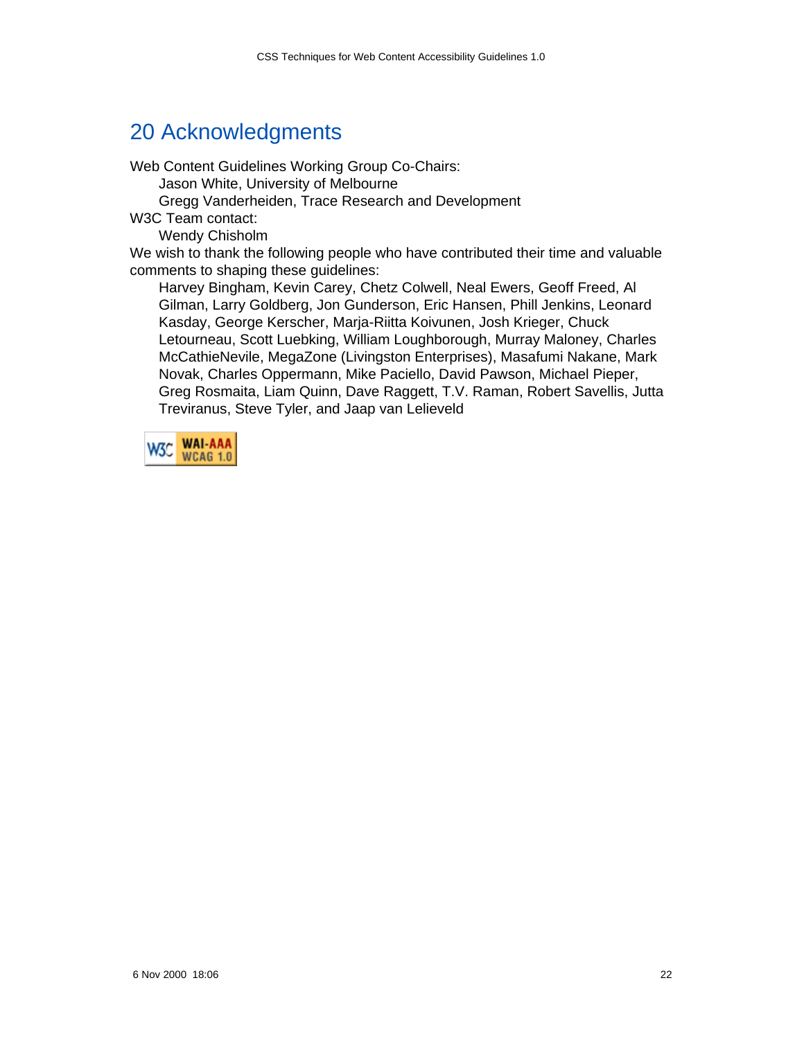# 20 Acknowledgments

Web Content Guidelines Working Group Co-Chairs:

Jason White, University of Melbourne

Gregg Vanderheiden, Trace Research and Development

W3C Team contact:

Wendy Chisholm

We wish to thank the following people who have contributed their time and valuable comments to shaping these guidelines:

Harvey Bingham, Kevin Carey, Chetz Colwell, Neal Ewers, Geoff Freed, Al Gilman, Larry Goldberg, Jon Gunderson, Eric Hansen, Phill Jenkins, Leonard Kasday, George Kerscher, Marja-Riitta Koivunen, Josh Krieger, Chuck Letourneau, Scott Luebking, William Loughborough, Murray Maloney, Charles McCathieNevile, MegaZone (Livingston Enterprises), Masafumi Nakane, Mark Novak, Charles Oppermann, Mike Paciello, David Pawson, Michael Pieper, Greg Rosmaita, Liam Quinn, Dave Raggett, T.V. Raman, Robert Savellis, Jutta Treviranus, Steve Tyler, and Jaap van Lelieveld

W3C WAI-AAA WCAG 1.0